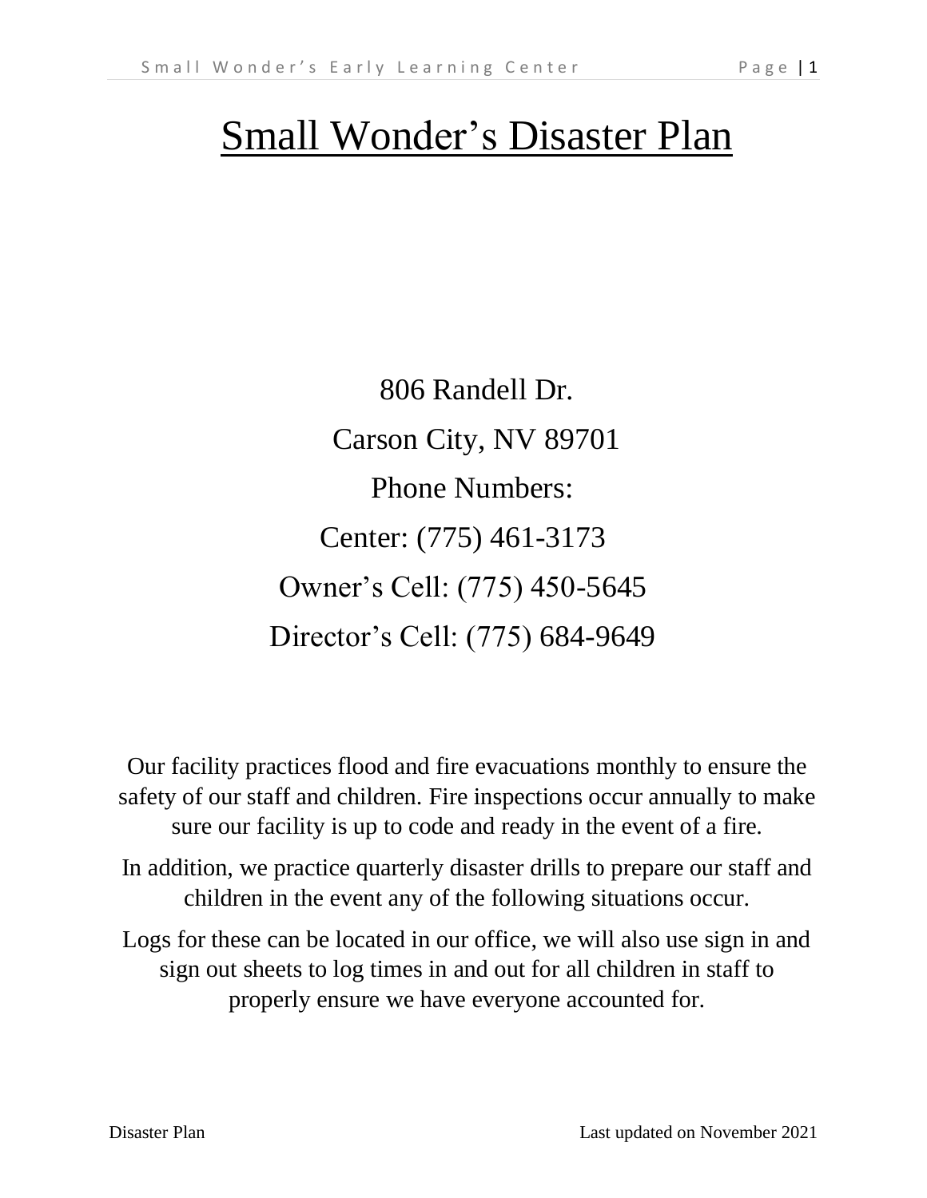# Small Wonder's Disaster Plan

806 Randell Dr.

Carson City, NV 89701

Phone Numbers:

Center: (775) 461-3173

Owner's Cell: (775) 450-5645

Director's Cell: (775) 684-9649

Our facility practices flood and fire evacuations monthly to ensure the safety of our staff and children. Fire inspections occur annually to make sure our facility is up to code and ready in the event of a fire.

In addition, we practice quarterly disaster drills to prepare our staff and children in the event any of the following situations occur.

Logs for these can be located in our office, we will also use sign in and sign out sheets to log times in and out for all children in staff to properly ensure we have everyone accounted for.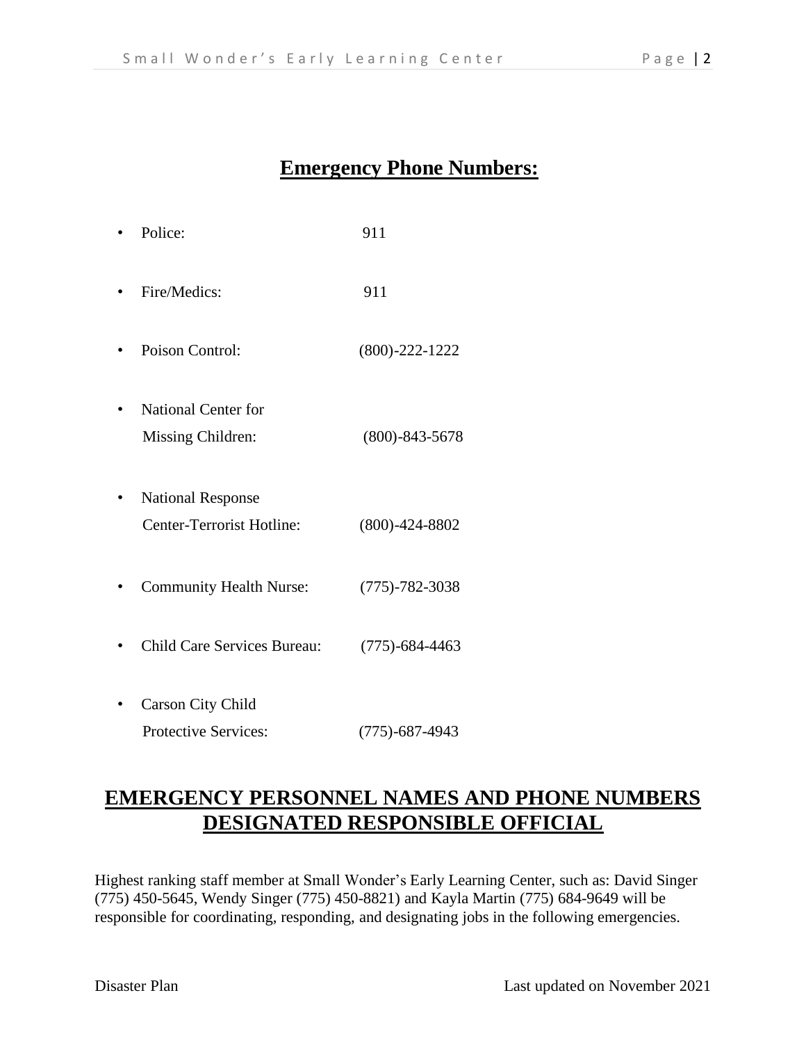## Emergency Phone Numbers:

- Police: 911
- Fire/Medics: 911
- Poison Control: (800)-222-1222
- National Center for Missing Children: (800)-843-5678
- National Response Center-Terrorist Hotline: (800)-424-8802
- Community Health Nurse: (775)-782-3038
- Child Care Services Bureau: (775)-684-4463
- Carson City Child Protective Services: (775)-687-4943

## EMERGENCY PERSONNEL NAMES AND PHONE NUMBERS DESIGNATED RESPONSIBLE OFFICIAL

Highest ranking staff member at Small Wonder's Early Learning Center, such as: David Singer (775) 450-5645, Wendy Singer (775) 450-8821) and Kayla Martin (775) 684-9649 will be responsible for coordinating, responding, and designating jobs in the following emergencies.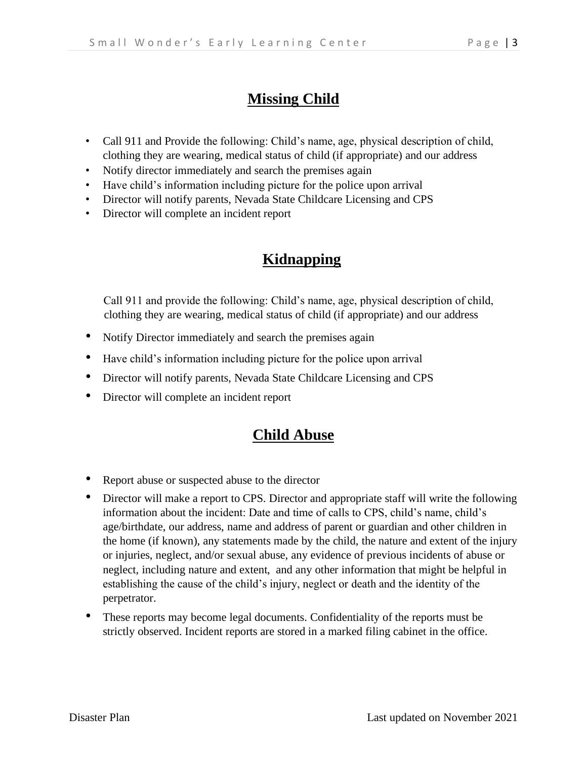## Missing Child

- Call 911 and Provide the following: Child's name, age, physical description of child, clothing they are wearing, medical status of child (if appropriate) and our address
- Notify director immediately and search the premises again
- Have child's information including picture for the police upon arrival
- Director will notify parents, Nevada State Childcare Licensing and CPS
- Director will complete an incident report

## Kidnapping

Call 911 and provide the following: Child's name, age, physical description of child, clothing they are wearing, medical status of child (if appropriate) and our address

- Notify Director immediately and search the premises again
- Have child's information including picture for the police upon arrival
- Director will notify parents, Nevada State Childcare Licensing and CPS
- Director will complete an incident report

## Child Abuse

- Report abuse or suspected abuse to the director
- Director will make a report to CPS. Director and appropriate staff will write the following information about the incident: Date and time of calls to CPS, child's name, child's age/birthdate, our address, name and address of parent or guardian and other children in the home (if known), any statements made by the child, the nature and extent of the injury or injuries, neglect, and/or sexual abuse, any evidence of previous incidents of abuse or neglect, including nature and extent, and any other information that might be helpful in establishing the cause of the child's injury, neglect or death and the identity of the perpetrator.
- These reports may become legal documents. Confidentiality of the reports must be strictly observed. Incident reports are stored in a marked filing cabinet in the office.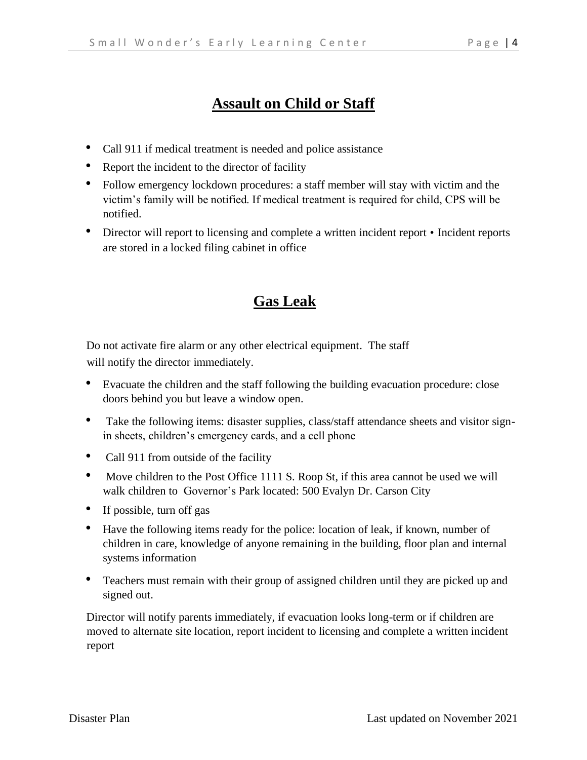## Assault on Child or Staff

- Call 911 if medical treatment is needed and police assistance
- Report the incident to the director of facility
- Follow emergency lockdown procedures: a staff member will stay with victim and the victim's family will be notified. If medical treatment is required for child, CPS will be notified.
- Director will report to licensing and complete a written incident report • Incident reports are stored in a locked filing cabinet in office

## Gas Leak

Do not activate fire alarm or any other electrical equipment. The staff will notify the director immediately.

- Evacuate the children and the staff following the building evacuation procedure: close doors behind you but leave a window open.
- Take the following items: disaster supplies, class/staff attendance sheets and visitor sign-in sheets, children's emergency cards, and a cell phone
- Call 911 from outside of the facility
- Move children to the Post Office 1111 S. Roop St, if this area cannot be used we will walk children to Governor's Park located: 500 Evalyn Dr. Carson City
- If possible, turn off gas
- Have the following items ready for the police: location of leak, if known, number of children in care, knowledge of anyone remaining in the building, floor plan and internal systems information
- Teachers must remain with their group of assigned children until they are picked up and signed out.

Director will notify parents immediately, if evacuation looks long-term or if children are moved to alternate site location, report incident to licensing and complete a written incident report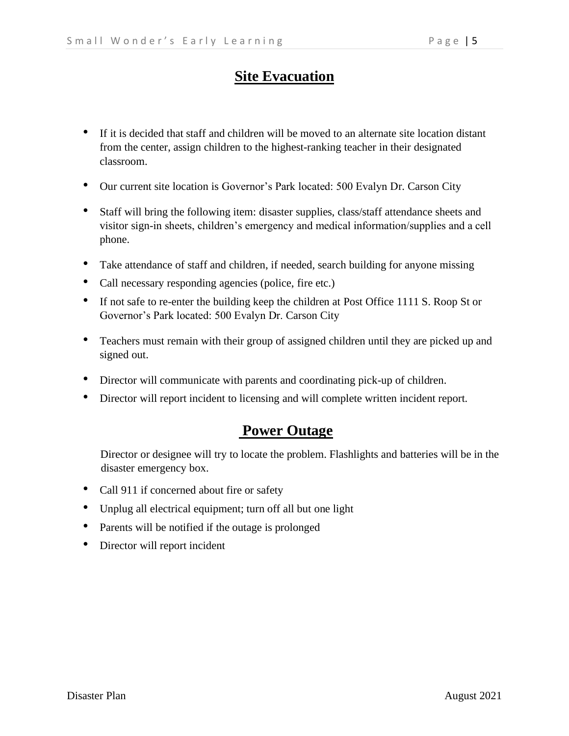# Site Evacuation

- If it is decided that staff and children will be moved to an alternate site location distant from the center, assign children to the highest-ranking teacher in their designated classroom.
- Our current site location is Governor's Park located: 500 Evalyn Dr. Carson City
- Staff will bring the following item: disaster supplies, class/staff attendance sheets and visitor sign-in sheets, children's emergency and medical information/supplies and a cell phone.
- Take attendance of staff and children, if needed, search building for anyone missing
- Call necessary responding agencies (police, fire etc.)
- If not safe to re-enter the building keep the children at Post Office 1111 S. Roop St or Governor's Park located: 500 Evalyn Dr. Carson City
- Teachers must remain with their group of assigned children until they are picked up and signed out.
- Director will communicate with parents and coordinating pick-up of children.
- Director will report incident to licensing and will complete written incident report.

# Power Outage

Director or designee will try to locate the problem. Flashlights and batteries will be in the disaster emergency box.

- Call 911 if concerned about fire or safety
- Unplug all electrical equipment; turn off all but one light
- Parents will be notified if the outage is prolonged
- Director will report incident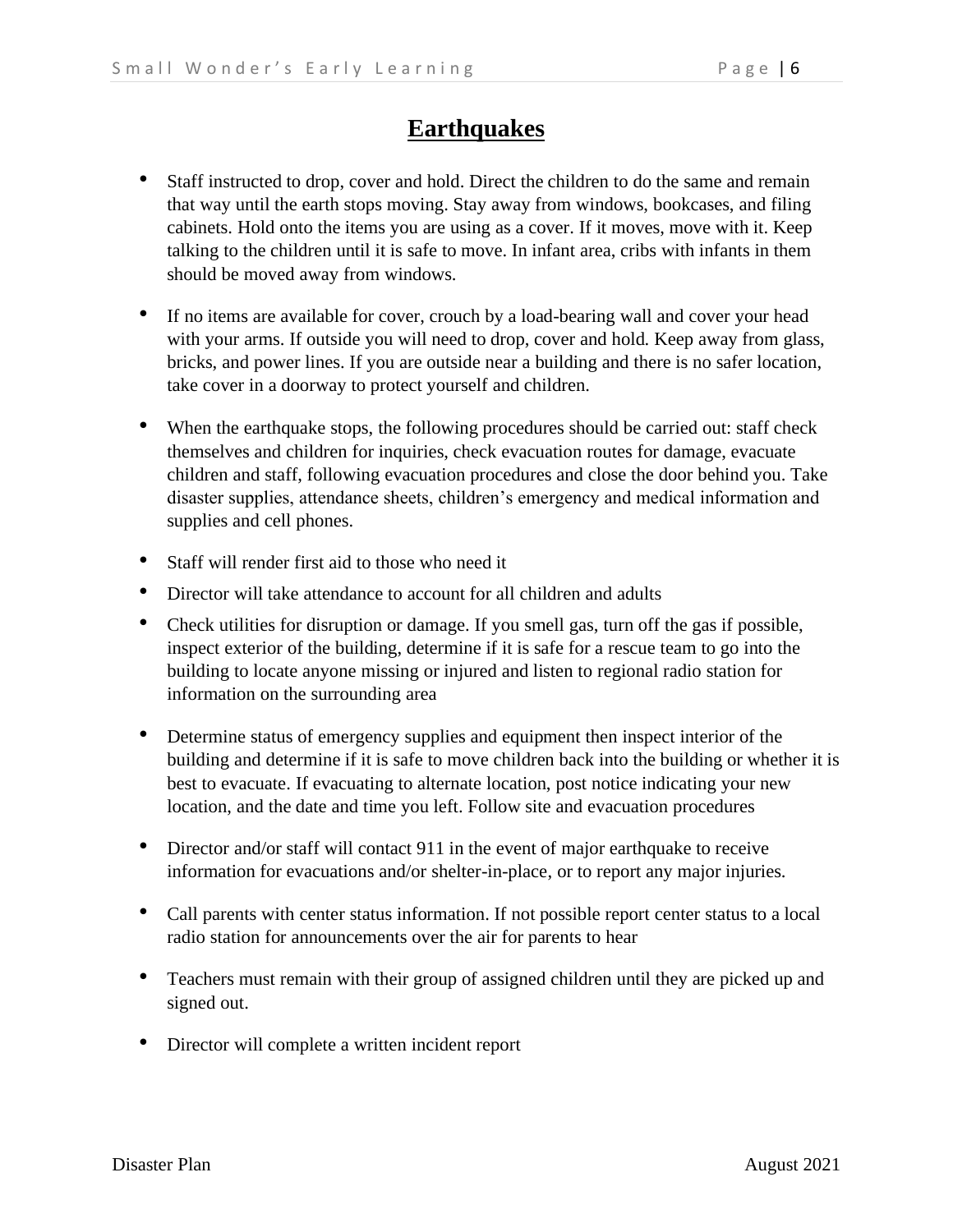# Earthquakes

- Staff instructed to drop, cover and hold. Direct the children to do the same and remain that way until the earth stops moving. Stay away from windows, bookcases, and filing cabinets. Hold onto the items you are using as a cover. If it moves, move with it. Keep talking to the children until it is safe to move. In infant area, cribs with infants in them should be moved away from windows.

- If no items are available for cover, crouch by a load-bearing wall and cover your head with your arms. If outside you will need to drop, cover and hold. Keep away from glass, bricks, and power lines. If you are outside near a building and there is no safer location, take cover in a doorway to protect yourself and children.

- When the earthquake stops, the following procedures should be carried out: staff check themselves and children for inquiries, check evacuation routes for damage, evacuate children and staff, following evacuation procedures and close the door behind you. Take disaster supplies, attendance sheets, children's emergency and medical information and supplies and cell phones.

- Staff will render first aid to those who need it
- Director will take attendance to account for all children and adults
- Check utilities for disruption or damage. If you smell gas, turn off the gas if possible, inspect exterior of the building, determine if it is safe for a rescue team to go into the building to locate anyone missing or injured and listen to regional radio station for information on the surrounding area

- Determine status of emergency supplies and equipment then inspect interior of the building and determine if it is safe to move children back into the building or whether it is best to evacuate. If evacuating to alternate location, post notice indicating your new location, and the date and time you left. Follow site and evacuation procedures

- Director and/or staff will contact 911 in the event of major earthquake to receive information for evacuations and/or shelter-in-place, or to report any major injuries.

- Call parents with center status information. If not possible report center status to a local radio station for announcements over the air for parents to hear

- Teachers must remain with their group of assigned children until they are picked up and signed out.

- Director will complete a written incident report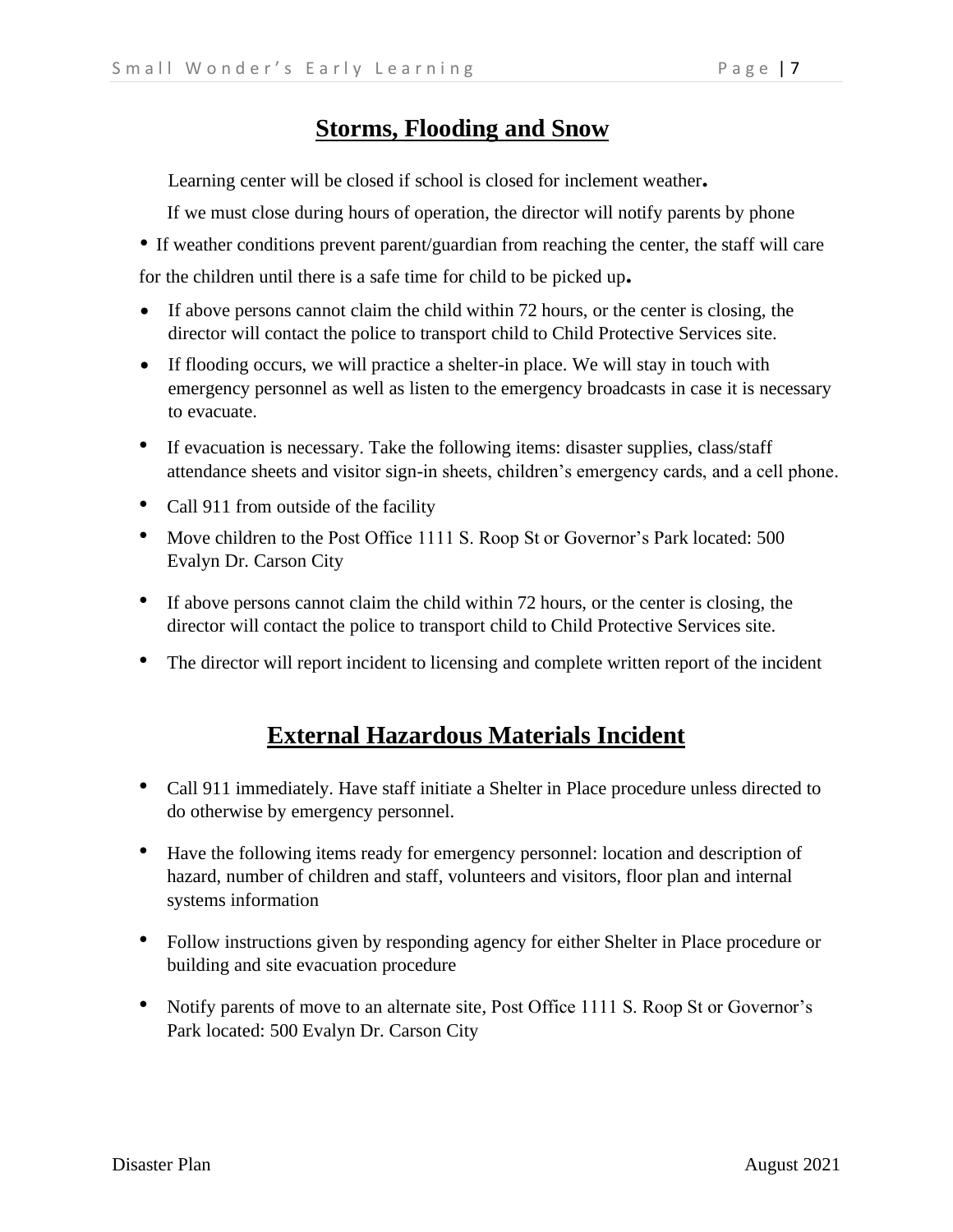## Storms, Flooding and Snow

Learning center will be closed if school is closed for inclement weather.

If we must close during hours of operation, the director will notify parents by phone

- If weather conditions prevent parent/guardian from reaching the center, the staff will care for the children until there is a safe time for child to be picked up.
- If above persons cannot claim the child within 72 hours, or the center is closing, the director will contact the police to transport child to Child Protective Services site.
- If flooding occurs, we will practice a shelter-in place. We will stay in touch with emergency personnel as well as listen to the emergency broadcasts in case it is necessary to evacuate.
- If evacuation is necessary. Take the following items: disaster supplies, class/staff attendance sheets and visitor sign-in sheets, children's emergency cards, and a cell phone.
- Call 911 from outside of the facility
- Move children to the Post Office 1111 S. Roop St or Governor's Park located: 500 Evalyn Dr. Carson City
- If above persons cannot claim the child within 72 hours, or the center is closing, the director will contact the police to transport child to Child Protective Services site.
- The director will report incident to licensing and complete written report of the incident

## External Hazardous Materials Incident

- Call 911 immediately. Have staff initiate a Shelter in Place procedure unless directed to do otherwise by emergency personnel.
- Have the following items ready for emergency personnel: location and description of hazard, number of children and staff, volunteers and visitors, floor plan and internal systems information
- Follow instructions given by responding agency for either Shelter in Place procedure or building and site evacuation procedure
- Notify parents of move to an alternate site, Post Office 1111 S. Roop St or Governor's Park located: 500 Evalyn Dr. Carson City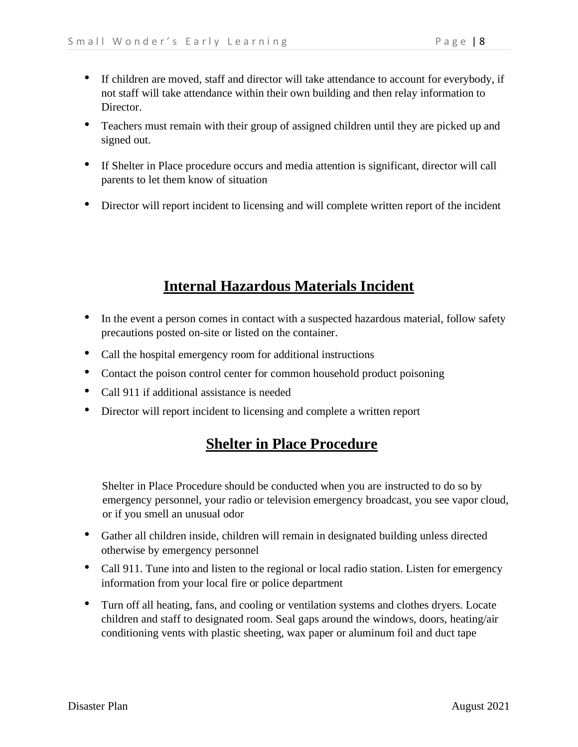- If children are moved, staff and director will take attendance to account for everybody, if not staff will take attendance within their own building and then relay information to Director.
- Teachers must remain with their group of assigned children until they are picked up and signed out.
- If Shelter in Place procedure occurs and media attention is significant, director will call parents to let them know of situation
- Director will report incident to licensing and will complete written report of the incident

## Internal Hazardous Materials Incident

- In the event a person comes in contact with a suspected hazardous material, follow safety precautions posted on-site or listed on the container.
- Call the hospital emergency room for additional instructions
- Contact the poison control center for common household product poisoning
- Call 911 if additional assistance is needed
- Director will report incident to licensing and complete a written report

## Shelter in Place Procedure

Shelter in Place Procedure should be conducted when you are instructed to do so by emergency personnel, your radio or television emergency broadcast, you see vapor cloud, or if you smell an unusual odor

- Gather all children inside, children will remain in designated building unless directed otherwise by emergency personnel
- Call 911. Tune into and listen to the regional or local radio station. Listen for emergency information from your local fire or police department
- Turn off all heating, fans, and cooling or ventilation systems and clothes dryers. Locate children and staff to designated room. Seal gaps around the windows, doors, heating/air conditioning vents with plastic sheeting, wax paper or aluminum foil and duct tape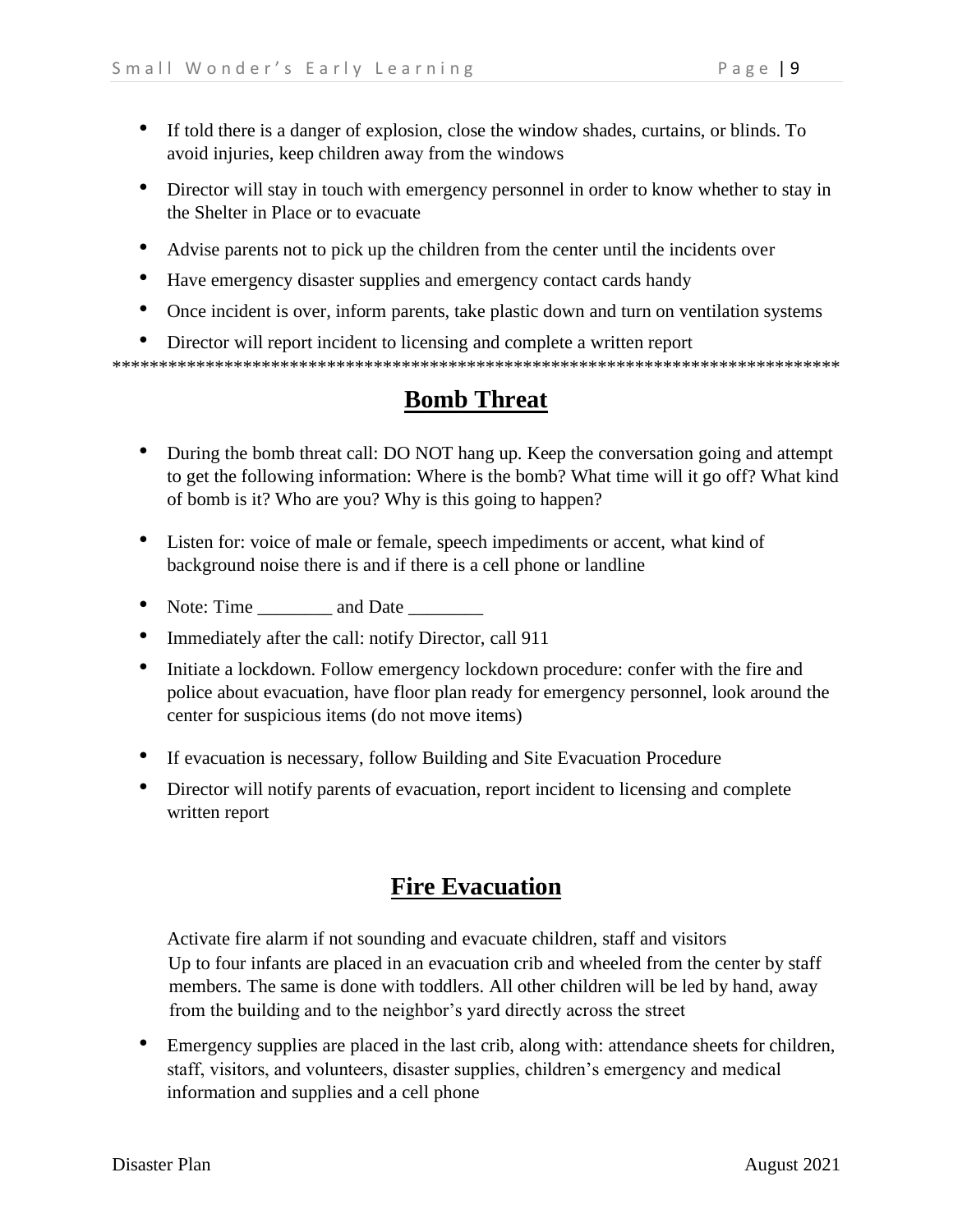- If told there is a danger of explosion, close the window shades, curtains, or blinds. To avoid injuries, keep children away from the windows
- Director will stay in touch with emergency personnel in order to know whether to stay in the Shelter in Place or to evacuate
- Advise parents not to pick up the children from the center until the incidents over
- Have emergency disaster supplies and emergency contact cards handy
- Once incident is over, inform parents, take plastic down and turn on ventilation systems
- Director will report incident to licensing and complete a written report

******************************************************************************

## Bomb Threat

- During the bomb threat call: DO NOT hang up. Keep the conversation going and attempt to get the following information: Where is the bomb? What time will it go off? What kind of bomb is it? Who are you? Why is this going to happen?
- Listen for: voice of male or female, speech impediments or accent, what kind of background noise there is and if there is a cell phone or landline
- Note: Time ________ and Date ________
- Immediately after the call: notify Director, call 911
- Initiate a lockdown. Follow emergency lockdown procedure: confer with the fire and police about evacuation, have floor plan ready for emergency personnel, look around the center for suspicious items (do not move items)
- If evacuation is necessary, follow Building and Site Evacuation Procedure
- Director will notify parents of evacuation, report incident to licensing and complete written report

## Fire Evacuation

Activate fire alarm if not sounding and evacuate children, staff and visitors
Up to four infants are placed in an evacuation crib and wheeled from the center by staff members. The same is done with toddlers. All other children will be led by hand, away from the building and to the neighbor's yard directly across the street

- Emergency supplies are placed in the last crib, along with: attendance sheets for children, staff, visitors, and volunteers, disaster supplies, children's emergency and medical information and supplies and a cell phone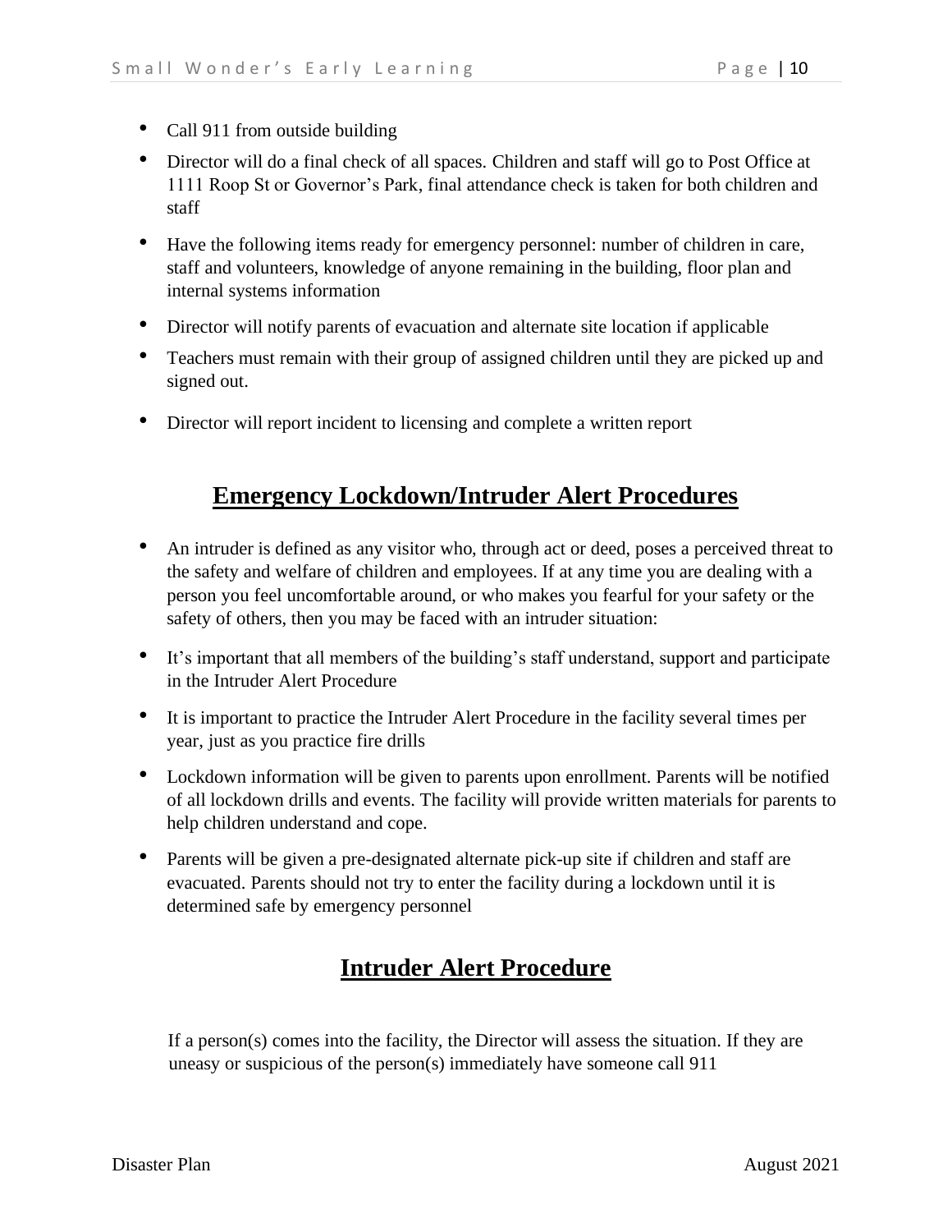- Call 911 from outside building
- Director will do a final check of all spaces. Children and staff will go to Post Office at 1111 Roop St or Governor's Park, final attendance check is taken for both children and staff
- Have the following items ready for emergency personnel: number of children in care, staff and volunteers, knowledge of anyone remaining in the building, floor plan and internal systems information
- Director will notify parents of evacuation and alternate site location if applicable
- Teachers must remain with their group of assigned children until they are picked up and signed out.
- Director will report incident to licensing and complete a written report

## Emergency Lockdown/Intruder Alert Procedures

- An intruder is defined as any visitor who, through act or deed, poses a perceived threat to the safety and welfare of children and employees. If at any time you are dealing with a person you feel uncomfortable around, or who makes you fearful for your safety or the safety of others, then you may be faced with an intruder situation:
- It's important that all members of the building's staff understand, support and participate in the Intruder Alert Procedure
- It is important to practice the Intruder Alert Procedure in the facility several times per year, just as you practice fire drills
- Lockdown information will be given to parents upon enrollment. Parents will be notified of all lockdown drills and events. The facility will provide written materials for parents to help children understand and cope.
- Parents will be given a pre-designated alternate pick-up site if children and staff are evacuated. Parents should not try to enter the facility during a lockdown until it is determined safe by emergency personnel

## Intruder Alert Procedure

If a person(s) comes into the facility, the Director will assess the situation. If they are uneasy or suspicious of the person(s) immediately have someone call 911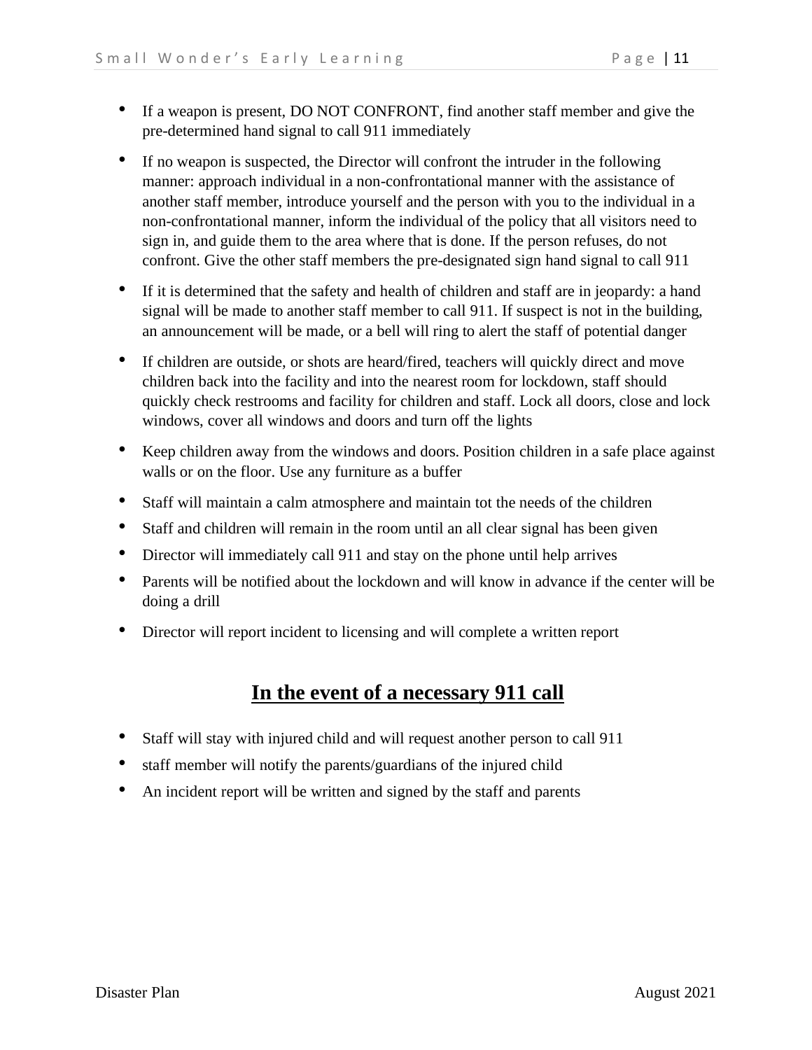- If a weapon is present, DO NOT CONFRONT, find another staff member and give the pre-determined hand signal to call 911 immediately
- If no weapon is suspected, the Director will confront the intruder in the following manner: approach individual in a non-confrontational manner with the assistance of another staff member, introduce yourself and the person with you to the individual in a non-confrontational manner, inform the individual of the policy that all visitors need to sign in, and guide them to the area where that is done. If the person refuses, do not confront. Give the other staff members the pre-designated sign hand signal to call 911
- If it is determined that the safety and health of children and staff are in jeopardy: a hand signal will be made to another staff member to call 911. If suspect is not in the building, an announcement will be made, or a bell will ring to alert the staff of potential danger
- If children are outside, or shots are heard/fired, teachers will quickly direct and move children back into the facility and into the nearest room for lockdown, staff should quickly check restrooms and facility for children and staff. Lock all doors, close and lock windows, cover all windows and doors and turn off the lights
- Keep children away from the windows and doors. Position children in a safe place against walls or on the floor. Use any furniture as a buffer
- Staff will maintain a calm atmosphere and maintain tot the needs of the children
- Staff and children will remain in the room until an all clear signal has been given
- Director will immediately call 911 and stay on the phone until help arrives
- Parents will be notified about the lockdown and will know in advance if the center will be doing a drill
- Director will report incident to licensing and will complete a written report

## In the event of a necessary 911 call

- Staff will stay with injured child and will request another person to call 911
- staff member will notify the parents/guardians of the injured child
- An incident report will be written and signed by the staff and parents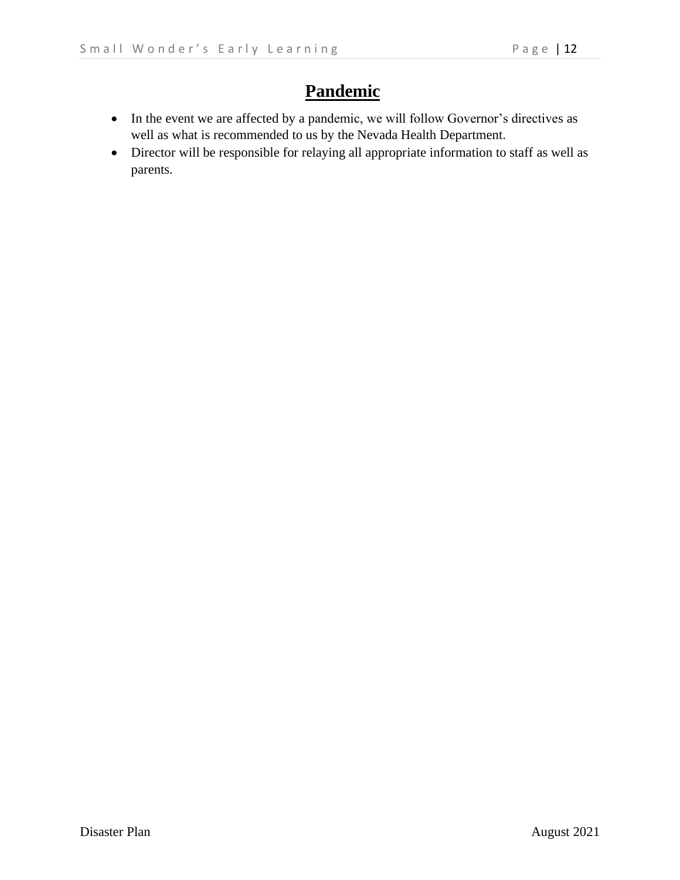# Pandemic

- In the event we are affected by a pandemic, we will follow Governor's directives as well as what is recommended to us by the Nevada Health Department.
- Director will be responsible for relaying all appropriate information to staff as well as parents.